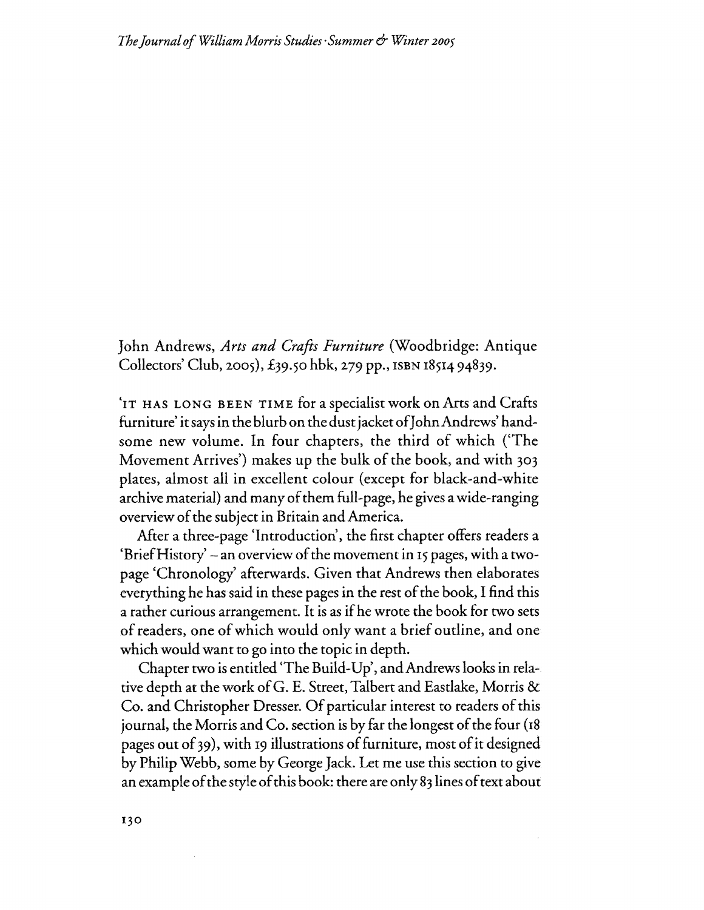John Andrews, *Arts and Crafts Furniture* (Woodbridge: Antique Collectors' Club, 2005), £39.50 hbk, 279 pp., ISBN 18514 94839.

'IT HAS LONG BEEN TIME for a specialist work on Arts and Crafts furniture' it says in the blurb on the dust jacket of John Andrews' handsome new volume. In four chapters, the third of which ('The Movement Arrives') makes up the bulk of the book, and with 303 plates, almost all in excellent colour (except for black-and-white archive material) and many of them full-page, he gives a wide-ranging overview of the subject in Britain and America.

After a three-page 'Introduction', the first chapter offers readers a 'Brief History' – an overview of the movement in 15 pages, with a two-page 'Chronology' afterwards. Given that Andrews then elaborates everything he has said in these pages in the rest of the book, I find this a rather curious arrangement. It is as if he wrote the book for two sets of readers, one of which would only want a brief outline, and one which would want to go into the topic in depth.

Chapter two is entitled 'The Build-Up', and Andrews looks in relative depth at the work of G. E. Street, Talbert and Eastlake, Morris & Co. and Christopher Dresser. Of particular interest to readers of this journal, the Morris and Co. section is by far the longest of the four (18 pages out of 39), with 19 illustrations of furniture, most of it designed by Philip Webb, some by George Jack. Let me use this section to give an example of the style of this book: there are only 83 lines of text about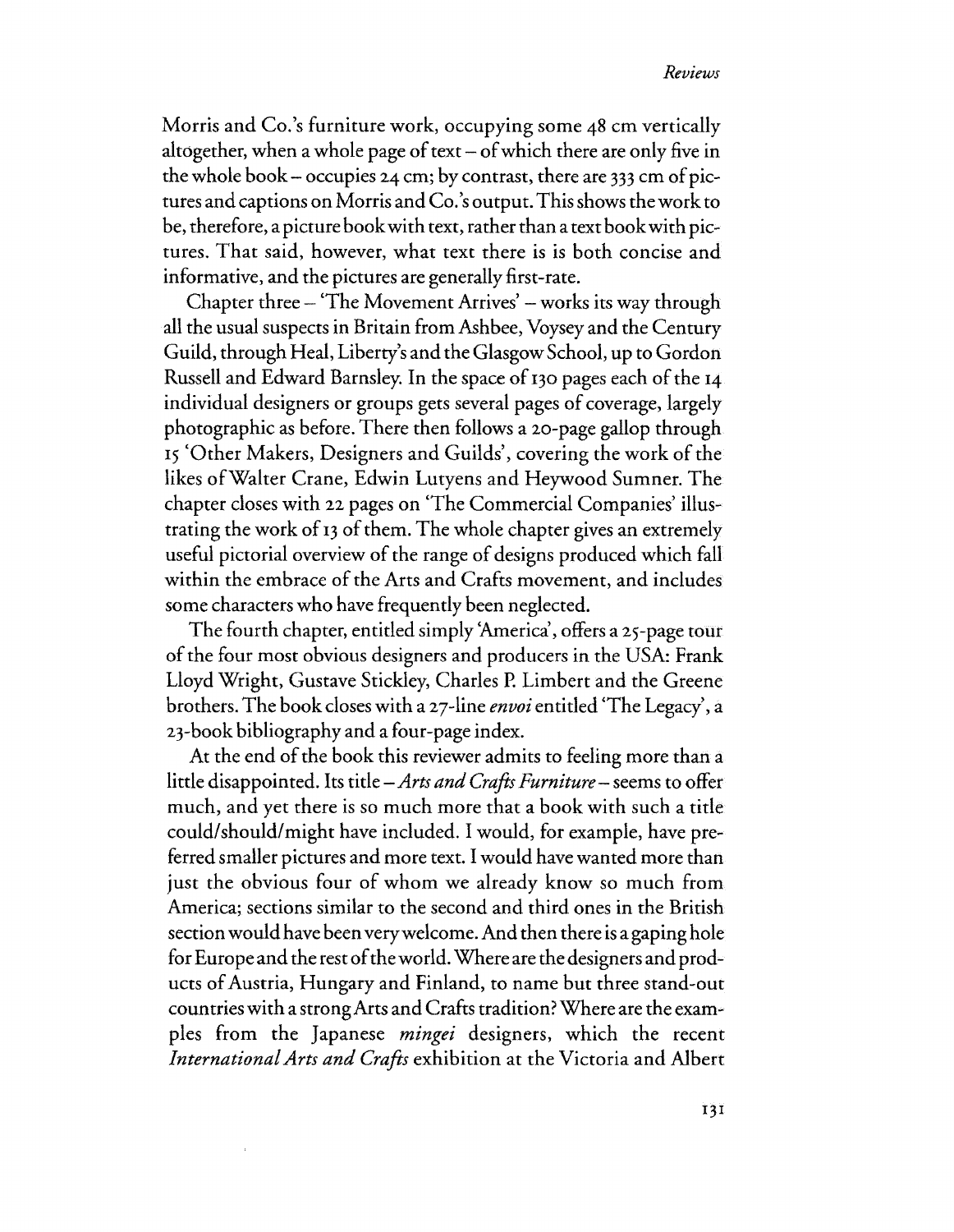Morris and Co.'s furniture work, occupying some 48 cm vertically altogether, when a whole page of text – of which there are only five in the whole book – occupies 24 cm; by contrast, there are 333 cm of pictures and captions on Morris and Co.'s output. This shows the work to be, therefore, a picture book with text, rather than a text book with pictures. That said, however, what text there is is both concise and informative, and the pictures are generally first-rate.

Chapter three – 'The Movement Arrives' – works its way through all the usual suspects in Britain from Ashbee, Voysey and the Century Guild, through Heal, Liberty's and the Glasgow School, up to Gordon Russell and Edward Barnsley. In the space of 130 pages each of the 14 individual designers or groups gets several pages of coverage, largely photographic as before. There then follows a 20-page gallop through 15 'Other Makers, Designers and Guilds', covering the work of the likes of Walter Crane, Edwin Lutyens and Heywood Sumner. The chapter closes with 22 pages on 'The Commercial Companies' illustrating the work of 13 of them. The whole chapter gives an extremely useful pictorial overview of the range of designs produced which fall within the embrace of the Arts and Crafts movement, and includes some characters who have frequently been neglected.

The fourth chapter, entitled simply 'America', offers a 25-page tour of the four most obvious designers and producers in the USA: Frank Lloyd Wright, Gustave Stickley, Charles P. Limbert and the Greene brothers. The book closes with a 27-line *envoi* entitled 'The Legacy', a 23-book bibliography and a four-page index.

At the end of the book this reviewer admits to feeling more than a little disappointed. Its title – *Arts and Crafts Furniture* – seems to offer much, and yet there is so much more that a book with such a title could/should/might have included. I would, for example, have preferred smaller pictures and more text. I would have wanted more than just the obvious four of whom we already know so much from America; sections similar to the second and third ones in the British section would have been very welcome. And then there is a gaping hole for Europe and the rest of the world. Where are the designers and products of Austria, Hungary and Finland, to name but three stand-out countries with a strong Arts and Crafts tradition? Where are the examples from the Japanese *mingei* designers, which the recent *International Arts and Crafts* exhibition at the Victoria and Albert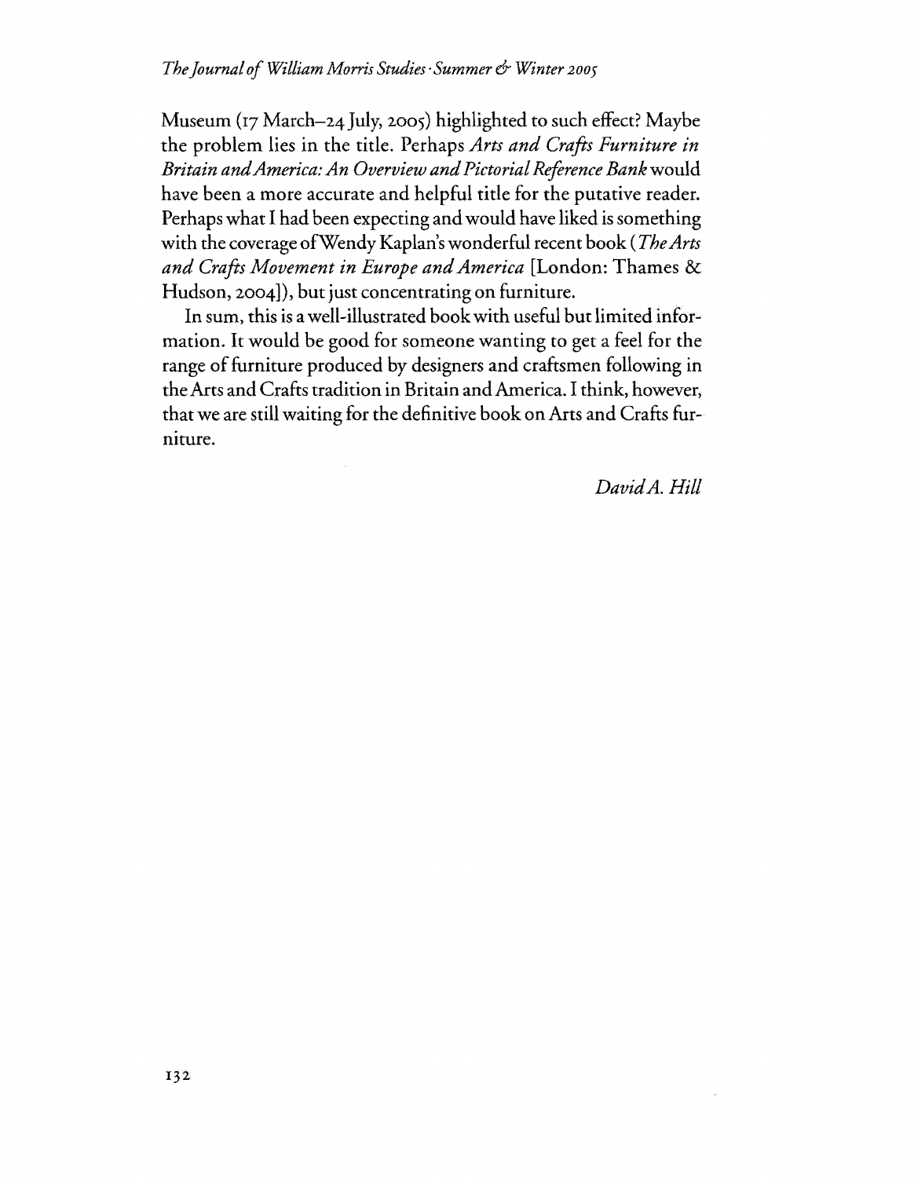Museum (17 March–24 July, 2005) highlighted to such effect? Maybe the problem lies in the title. Perhaps *Arts and Crafts Furniture in Britain and America: An Overview and Pictorial Reference Bank* would have been a more accurate and helpful title for the putative reader. Perhaps what I had been expecting and would have liked is something with the coverage of Wendy Kaplan's wonderful recent book (*The Arts and Crafts Movement in Europe and America* [London: Thames & Hudson, 2004]), but just concentrating on furniture.

In sum, this is a well-illustrated book with useful but limited information. It would be good for someone wanting to get a feel for the range of furniture produced by designers and craftsmen following in the Arts and Crafts tradition in Britain and America. I think, however, that we are still waiting for the definitive book on Arts and Crafts furniture.

*David A. Hill*